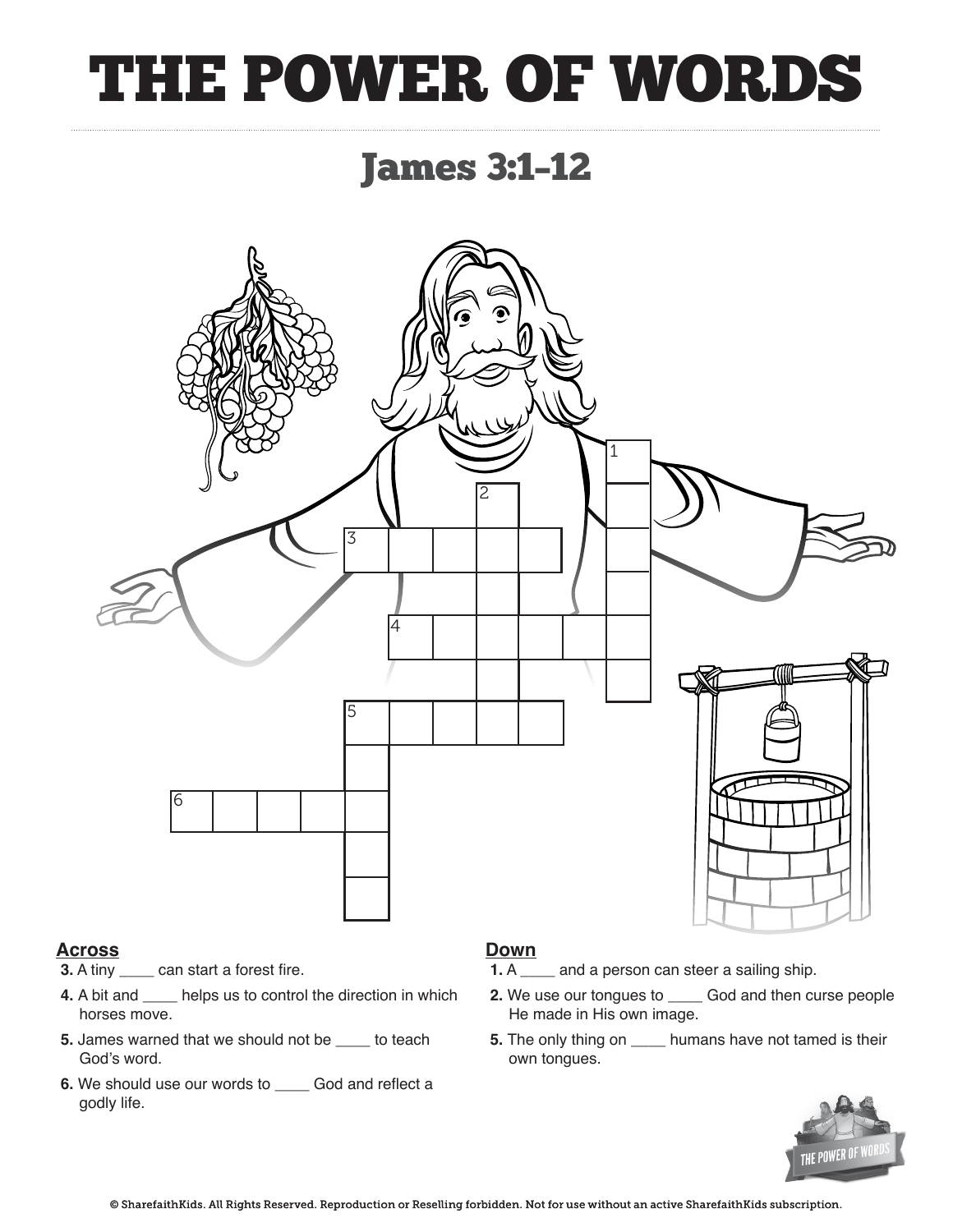# THE POWER OF WORDS

## James 3:1–12

**Across**

3. A tiny ____ can start a forest fire.
4. A bit and ____ helps us to control the direction in which horses move.
5. James warned that we should not be ____ to teach God's word.
6. We should use our words to ____ God and reflect a godly life.

**Down**

1. A ____ and a person can steer a sailing ship.
2. We use our tongues to ____ God and then curse people He made in His own image.
5. The only thing on ____ humans have not tamed is their own tongues.

© SharefaithKids. All Rights Reserved. Reproduction or Reselling forbidden. Not for use without an active SharefaithKids subscription.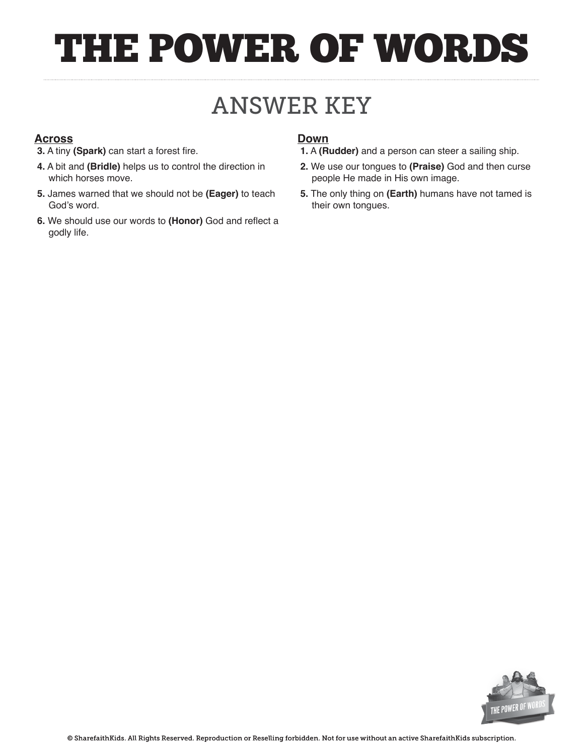# THE POWER OF WORDS

## ANSWER KEY

**Across**

**3.** A tiny **(Spark)** can start a forest fire.

**4.** A bit and **(Bridle)** helps us to control the direction in which horses move.

**5.** James warned that we should not be **(Eager)** to teach God's word.

**6.** We should use our words to **(Honor)** God and reflect a godly life.

**Down**

**1.** A **(Rudder)** and a person can steer a sailing ship.

**2.** We use our tongues to **(Praise)** God and then curse people He made in His own image.

**5.** The only thing on **(Earth)** humans have not tamed is their own tongues.

© SharefaithKids. All Rights Reserved. Reproduction or Reselling forbidden. Not for use without an active SharefaithKids subscription.